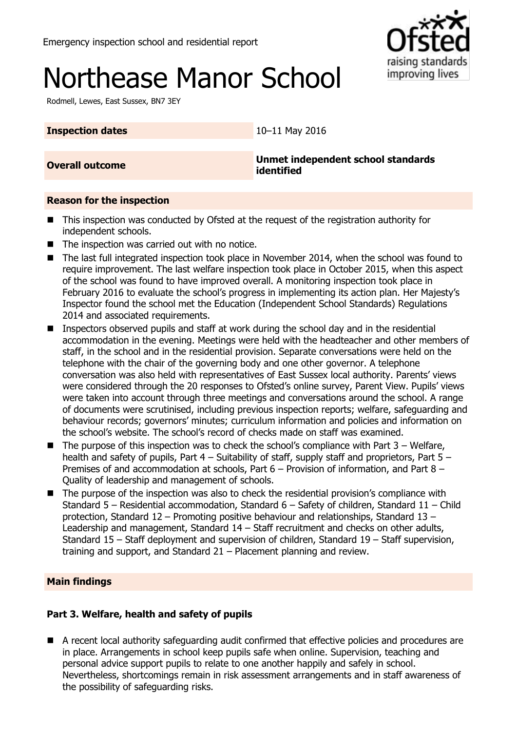Emergency inspection school and residential report

# Northease Manor School

Rodmell, Lewes, East Sussex, BN7 3EY

| **Inspection dates** | 10–11 May 2016 |
| --- | --- |
| **Overall outcome** | **Unmet independent school standards identified** |

## Reason for the inspection

- This inspection was conducted by Ofsted at the request of the registration authority for independent schools.
- The inspection was carried out with no notice.
- The last full integrated inspection took place in November 2014, when the school was found to require improvement. The last welfare inspection took place in October 2015, when this aspect of the school was found to have improved overall. A monitoring inspection took place in February 2016 to evaluate the school's progress in implementing its action plan. Her Majesty's Inspector found the school met the Education (Independent School Standards) Regulations 2014 and associated requirements.
- Inspectors observed pupils and staff at work during the school day and in the residential accommodation in the evening. Meetings were held with the headteacher and other members of staff, in the school and in the residential provision. Separate conversations were held on the telephone with the chair of the governing body and one other governor. A telephone conversation was also held with representatives of East Sussex local authority. Parents' views were considered through the 20 responses to Ofsted's online survey, Parent View. Pupils' views were taken into account through three meetings and conversations around the school. A range of documents were scrutinised, including previous inspection reports; welfare, safeguarding and behaviour records; governors' minutes; curriculum information and policies and information on the school's website. The school's record of checks made on staff was examined.
- The purpose of this inspection was to check the school's compliance with Part 3 – Welfare, health and safety of pupils, Part 4 – Suitability of staff, supply staff and proprietors, Part 5 – Premises of and accommodation at schools, Part 6 – Provision of information, and Part 8 – Quality of leadership and management of schools.
- The purpose of the inspection was also to check the residential provision's compliance with Standard 5 – Residential accommodation, Standard 6 – Safety of children, Standard 11 – Child protection, Standard 12 – Promoting positive behaviour and relationships, Standard 13 – Leadership and management, Standard 14 – Staff recruitment and checks on other adults, Standard 15 – Staff deployment and supervision of children, Standard 19 – Staff supervision, training and support, and Standard 21 – Placement planning and review.

## Main findings

### Part 3. Welfare, health and safety of pupils

- A recent local authority safeguarding audit confirmed that effective policies and procedures are in place. Arrangements in school keep pupils safe when online. Supervision, teaching and personal advice support pupils to relate to one another happily and safely in school. Nevertheless, shortcomings remain in risk assessment arrangements and in staff awareness of the possibility of safeguarding risks.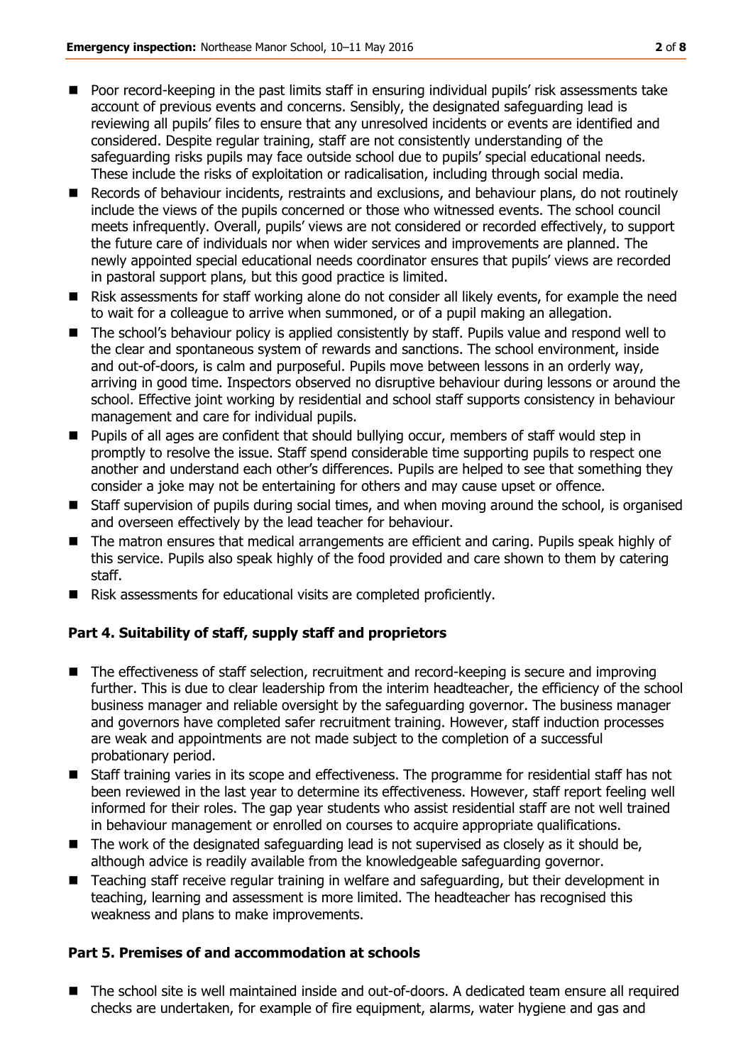- Poor record-keeping in the past limits staff in ensuring individual pupils' risk assessments take account of previous events and concerns. Sensibly, the designated safeguarding lead is reviewing all pupils' files to ensure that any unresolved incidents or events are identified and considered. Despite regular training, staff are not consistently understanding of the safeguarding risks pupils may face outside school due to pupils' special educational needs. These include the risks of exploitation or radicalisation, including through social media.
- Records of behaviour incidents, restraints and exclusions, and behaviour plans, do not routinely include the views of the pupils concerned or those who witnessed events. The school council meets infrequently. Overall, pupils' views are not considered or recorded effectively, to support the future care of individuals nor when wider services and improvements are planned. The newly appointed special educational needs coordinator ensures that pupils' views are recorded in pastoral support plans, but this good practice is limited.
- Risk assessments for staff working alone do not consider all likely events, for example the need to wait for a colleague to arrive when summoned, or of a pupil making an allegation.
- The school's behaviour policy is applied consistently by staff. Pupils value and respond well to the clear and spontaneous system of rewards and sanctions. The school environment, inside and out-of-doors, is calm and purposeful. Pupils move between lessons in an orderly way, arriving in good time. Inspectors observed no disruptive behaviour during lessons or around the school. Effective joint working by residential and school staff supports consistency in behaviour management and care for individual pupils.
- Pupils of all ages are confident that should bullying occur, members of staff would step in promptly to resolve the issue. Staff spend considerable time supporting pupils to respect one another and understand each other's differences. Pupils are helped to see that something they consider a joke may not be entertaining for others and may cause upset or offence.
- Staff supervision of pupils during social times, and when moving around the school, is organised and overseen effectively by the lead teacher for behaviour.
- The matron ensures that medical arrangements are efficient and caring. Pupils speak highly of this service. Pupils also speak highly of the food provided and care shown to them by catering staff.
- Risk assessments for educational visits are completed proficiently.

**Part 4. Suitability of staff, supply staff and proprietors**

- The effectiveness of staff selection, recruitment and record-keeping is secure and improving further. This is due to clear leadership from the interim headteacher, the efficiency of the school business manager and reliable oversight by the safeguarding governor. The business manager and governors have completed safer recruitment training. However, staff induction processes are weak and appointments are not made subject to the completion of a successful probationary period.
- Staff training varies in its scope and effectiveness. The programme for residential staff has not been reviewed in the last year to determine its effectiveness. However, staff report feeling well informed for their roles. The gap year students who assist residential staff are not well trained in behaviour management or enrolled on courses to acquire appropriate qualifications.
- The work of the designated safeguarding lead is not supervised as closely as it should be, although advice is readily available from the knowledgeable safeguarding governor.
- Teaching staff receive regular training in welfare and safeguarding, but their development in teaching, learning and assessment is more limited. The headteacher has recognised this weakness and plans to make improvements.

**Part 5. Premises of and accommodation at schools**

- The school site is well maintained inside and out-of-doors. A dedicated team ensure all required checks are undertaken, for example of fire equipment, alarms, water hygiene and gas and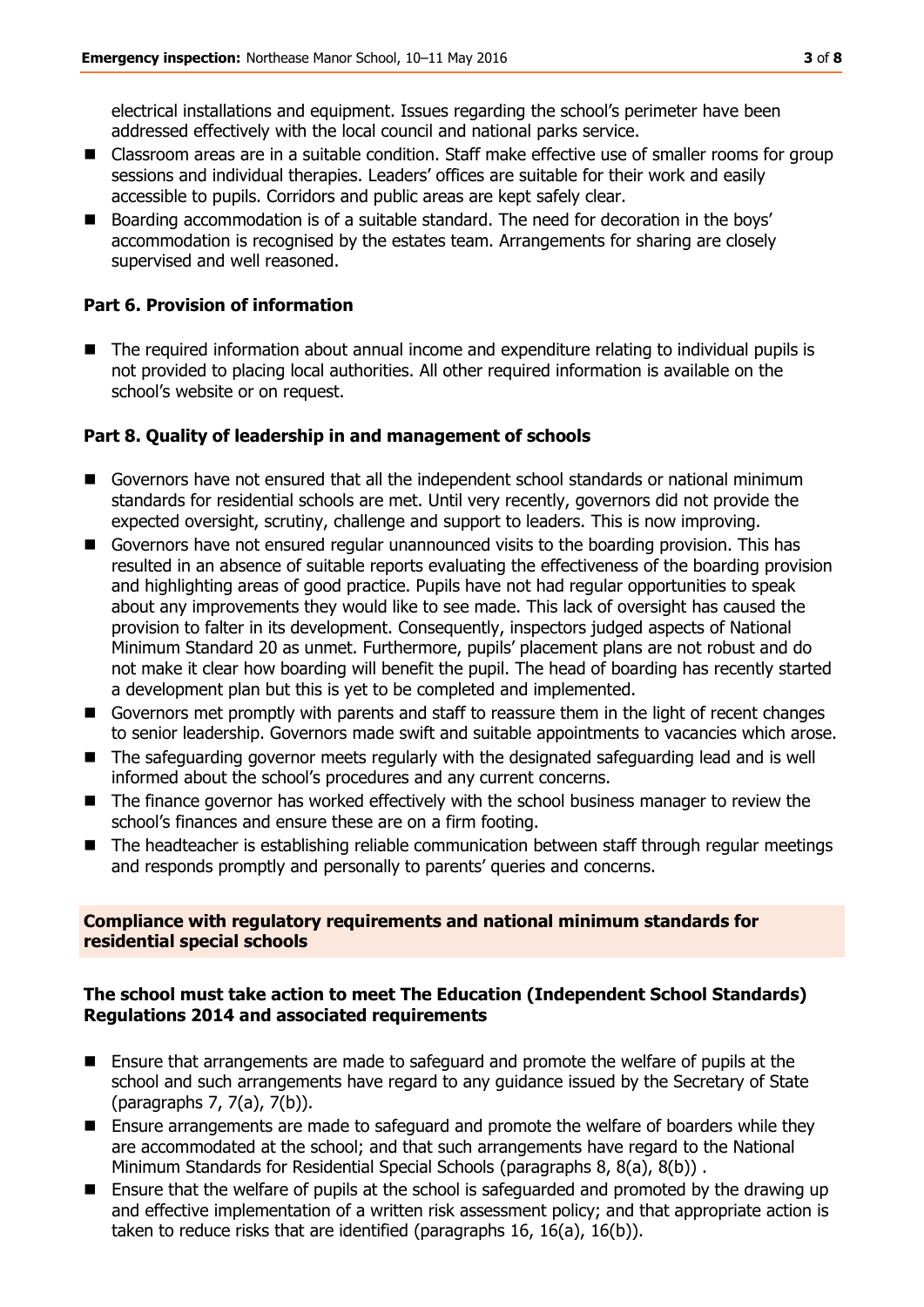electrical installations and equipment. Issues regarding the school's perimeter have been addressed effectively with the local council and national parks service.

- Classroom areas are in a suitable condition. Staff make effective use of smaller rooms for group sessions and individual therapies. Leaders' offices are suitable for their work and easily accessible to pupils. Corridors and public areas are kept safely clear.
- Boarding accommodation is of a suitable standard. The need for decoration in the boys' accommodation is recognised by the estates team. Arrangements for sharing are closely supervised and well reasoned.

### Part 6. Provision of information

- The required information about annual income and expenditure relating to individual pupils is not provided to placing local authorities. All other required information is available on the school's website or on request.

### Part 8. Quality of leadership in and management of schools

- Governors have not ensured that all the independent school standards or national minimum standards for residential schools are met. Until very recently, governors did not provide the expected oversight, scrutiny, challenge and support to leaders. This is now improving.
- Governors have not ensured regular unannounced visits to the boarding provision. This has resulted in an absence of suitable reports evaluating the effectiveness of the boarding provision and highlighting areas of good practice. Pupils have not had regular opportunities to speak about any improvements they would like to see made. This lack of oversight has caused the provision to falter in its development. Consequently, inspectors judged aspects of National Minimum Standard 20 as unmet. Furthermore, pupils' placement plans are not robust and do not make it clear how boarding will benefit the pupil. The head of boarding has recently started a development plan but this is yet to be completed and implemented.
- Governors met promptly with parents and staff to reassure them in the light of recent changes to senior leadership. Governors made swift and suitable appointments to vacancies which arose.
- The safeguarding governor meets regularly with the designated safeguarding lead and is well informed about the school's procedures and any current concerns.
- The finance governor has worked effectively with the school business manager to review the school's finances and ensure these are on a firm footing.
- The headteacher is establishing reliable communication between staff through regular meetings and responds promptly and personally to parents' queries and concerns.

## Compliance with regulatory requirements and national minimum standards for residential special schools

### The school must take action to meet The Education (Independent School Standards) Regulations 2014 and associated requirements

- Ensure that arrangements are made to safeguard and promote the welfare of pupils at the school and such arrangements have regard to any guidance issued by the Secretary of State (paragraphs 7, 7(a), 7(b)).
- Ensure arrangements are made to safeguard and promote the welfare of boarders while they are accommodated at the school; and that such arrangements have regard to the National Minimum Standards for Residential Special Schools (paragraphs 8, 8(a), 8(b)) .
- Ensure that the welfare of pupils at the school is safeguarded and promoted by the drawing up and effective implementation of a written risk assessment policy; and that appropriate action is taken to reduce risks that are identified (paragraphs 16, 16(a), 16(b)).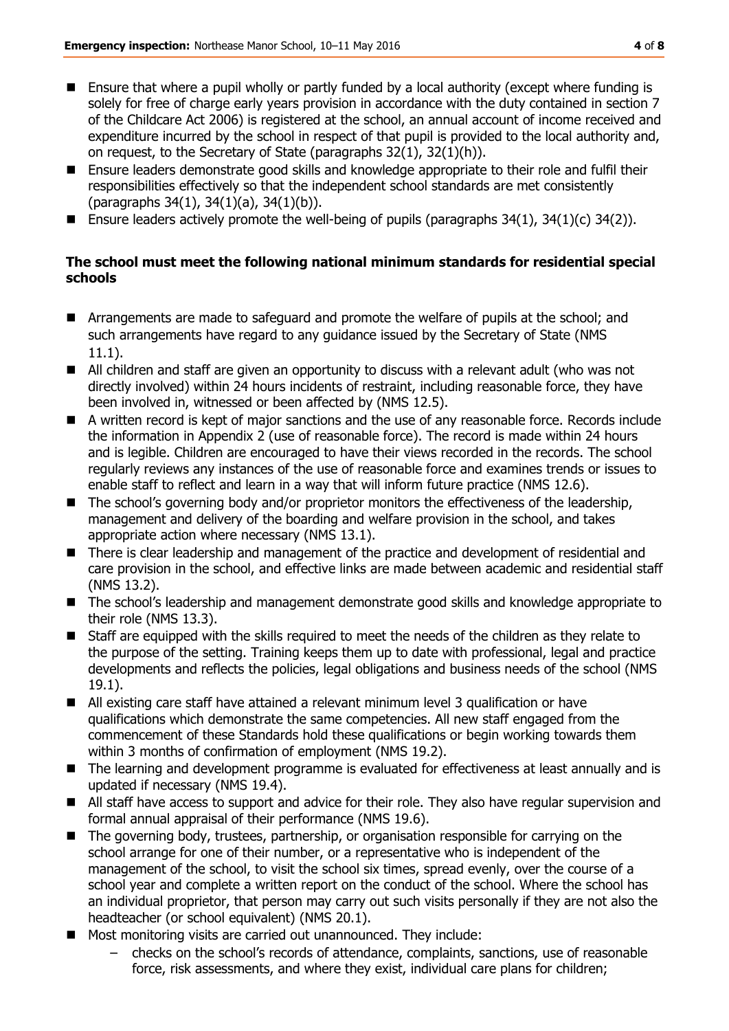- Ensure that where a pupil wholly or partly funded by a local authority (except where funding is solely for free of charge early years provision in accordance with the duty contained in section 7 of the Childcare Act 2006) is registered at the school, an annual account of income received and expenditure incurred by the school in respect of that pupil is provided to the local authority and, on request, to the Secretary of State (paragraphs 32(1), 32(1)(h)).
- Ensure leaders demonstrate good skills and knowledge appropriate to their role and fulfil their responsibilities effectively so that the independent school standards are met consistently (paragraphs 34(1), 34(1)(a), 34(1)(b)).
- Ensure leaders actively promote the well-being of pupils (paragraphs 34(1), 34(1)(c) 34(2)).

**The school must meet the following national minimum standards for residential special schools**

- Arrangements are made to safeguard and promote the welfare of pupils at the school; and such arrangements have regard to any guidance issued by the Secretary of State (NMS 11.1).
- All children and staff are given an opportunity to discuss with a relevant adult (who was not directly involved) within 24 hours incidents of restraint, including reasonable force, they have been involved in, witnessed or been affected by (NMS 12.5).
- A written record is kept of major sanctions and the use of any reasonable force. Records include the information in Appendix 2 (use of reasonable force). The record is made within 24 hours and is legible. Children are encouraged to have their views recorded in the records. The school regularly reviews any instances of the use of reasonable force and examines trends or issues to enable staff to reflect and learn in a way that will inform future practice (NMS 12.6).
- The school's governing body and/or proprietor monitors the effectiveness of the leadership, management and delivery of the boarding and welfare provision in the school, and takes appropriate action where necessary (NMS 13.1).
- There is clear leadership and management of the practice and development of residential and care provision in the school, and effective links are made between academic and residential staff (NMS 13.2).
- The school's leadership and management demonstrate good skills and knowledge appropriate to their role (NMS 13.3).
- Staff are equipped with the skills required to meet the needs of the children as they relate to the purpose of the setting. Training keeps them up to date with professional, legal and practice developments and reflects the policies, legal obligations and business needs of the school (NMS 19.1).
- All existing care staff have attained a relevant minimum level 3 qualification or have qualifications which demonstrate the same competencies. All new staff engaged from the commencement of these Standards hold these qualifications or begin working towards them within 3 months of confirmation of employment (NMS 19.2).
- The learning and development programme is evaluated for effectiveness at least annually and is updated if necessary (NMS 19.4).
- All staff have access to support and advice for their role. They also have regular supervision and formal annual appraisal of their performance (NMS 19.6).
- The governing body, trustees, partnership, or organisation responsible for carrying on the school arrange for one of their number, or a representative who is independent of the management of the school, to visit the school six times, spread evenly, over the course of a school year and complete a written report on the conduct of the school. Where the school has an individual proprietor, that person may carry out such visits personally if they are not also the headteacher (or school equivalent) (NMS 20.1).
- Most monitoring visits are carried out unannounced. They include:
  - checks on the school's records of attendance, complaints, sanctions, use of reasonable force, risk assessments, and where they exist, individual care plans for children;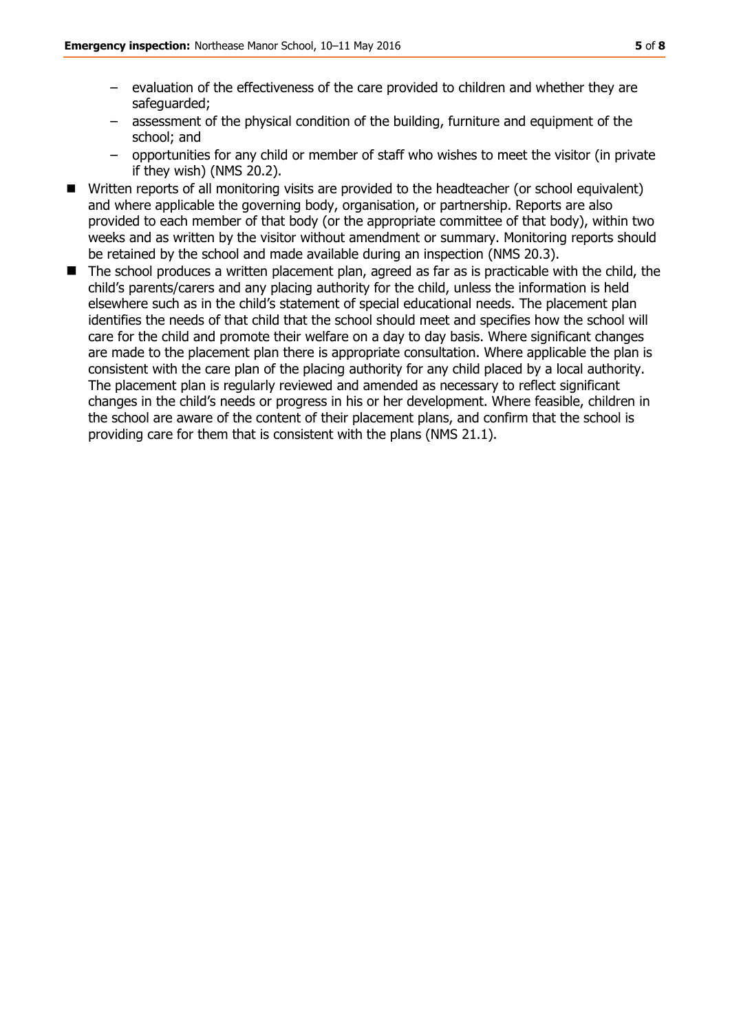- evaluation of the effectiveness of the care provided to children and whether they are safeguarded;
  - assessment of the physical condition of the building, furniture and equipment of the school; and
  - opportunities for any child or member of staff who wishes to meet the visitor (in private if they wish) (NMS 20.2).
- Written reports of all monitoring visits are provided to the headteacher (or school equivalent) and where applicable the governing body, organisation, or partnership. Reports are also provided to each member of that body (or the appropriate committee of that body), within two weeks and as written by the visitor without amendment or summary. Monitoring reports should be retained by the school and made available during an inspection (NMS 20.3).
- The school produces a written placement plan, agreed as far as is practicable with the child, the child's parents/carers and any placing authority for the child, unless the information is held elsewhere such as in the child's statement of special educational needs. The placement plan identifies the needs of that child that the school should meet and specifies how the school will care for the child and promote their welfare on a day to day basis. Where significant changes are made to the placement plan there is appropriate consultation. Where applicable the plan is consistent with the care plan of the placing authority for any child placed by a local authority. The placement plan is regularly reviewed and amended as necessary to reflect significant changes in the child's needs or progress in his or her development. Where feasible, children in the school are aware of the content of their placement plans, and confirm that the school is providing care for them that is consistent with the plans (NMS 21.1).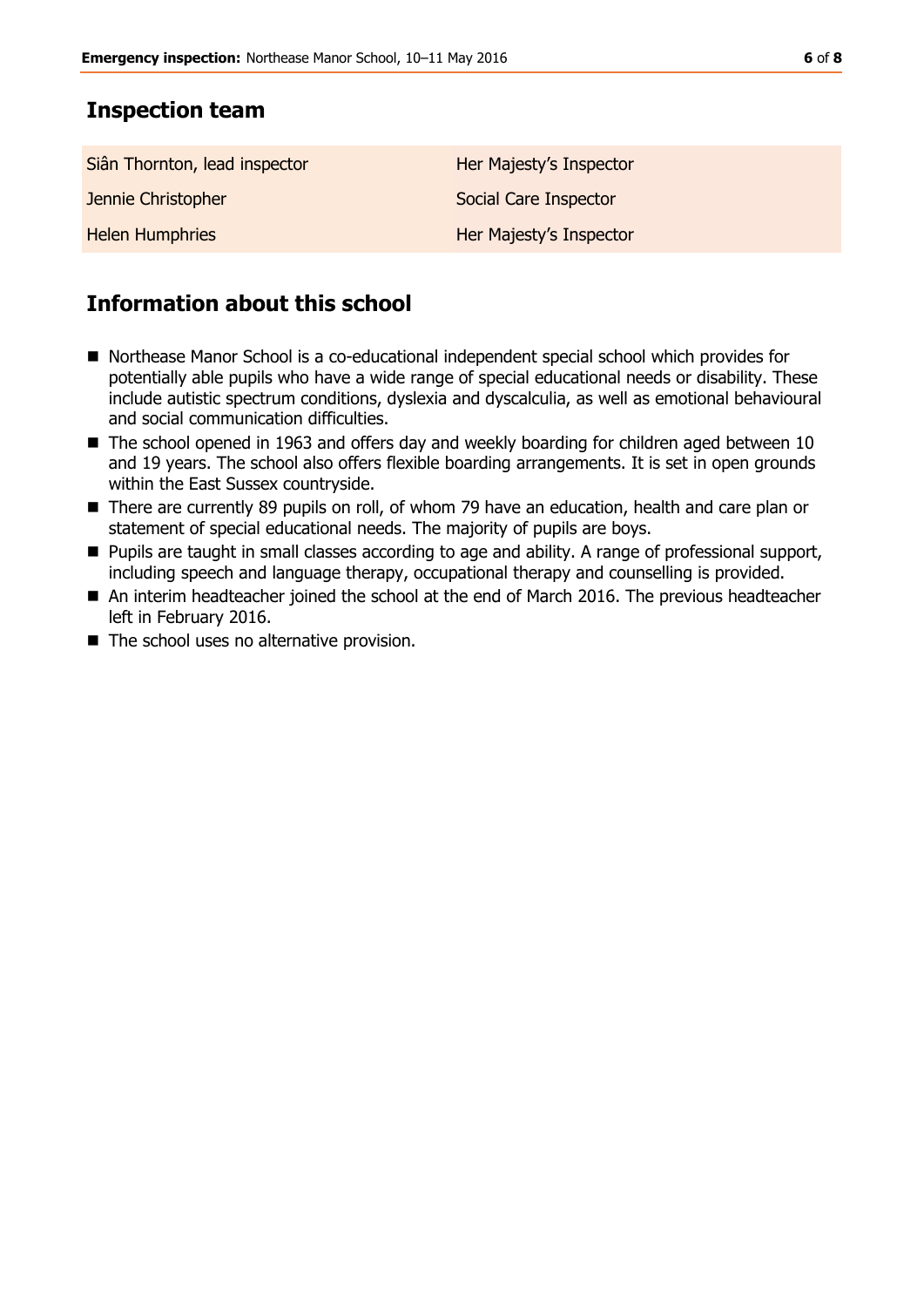## Inspection team

| | |
|---|---|
| Siân Thornton, lead inspector | Her Majesty's Inspector |
| Jennie Christopher | Social Care Inspector |
| Helen Humphries | Her Majesty's Inspector |

## Information about this school

- Northease Manor School is a co-educational independent special school which provides for potentially able pupils who have a wide range of special educational needs or disability. These include autistic spectrum conditions, dyslexia and dyscalculia, as well as emotional behavioural and social communication difficulties.
- The school opened in 1963 and offers day and weekly boarding for children aged between 10 and 19 years. The school also offers flexible boarding arrangements. It is set in open grounds within the East Sussex countryside.
- There are currently 89 pupils on roll, of whom 79 have an education, health and care plan or statement of special educational needs. The majority of pupils are boys.
- Pupils are taught in small classes according to age and ability. A range of professional support, including speech and language therapy, occupational therapy and counselling is provided.
- An interim headteacher joined the school at the end of March 2016. The previous headteacher left in February 2016.
- The school uses no alternative provision.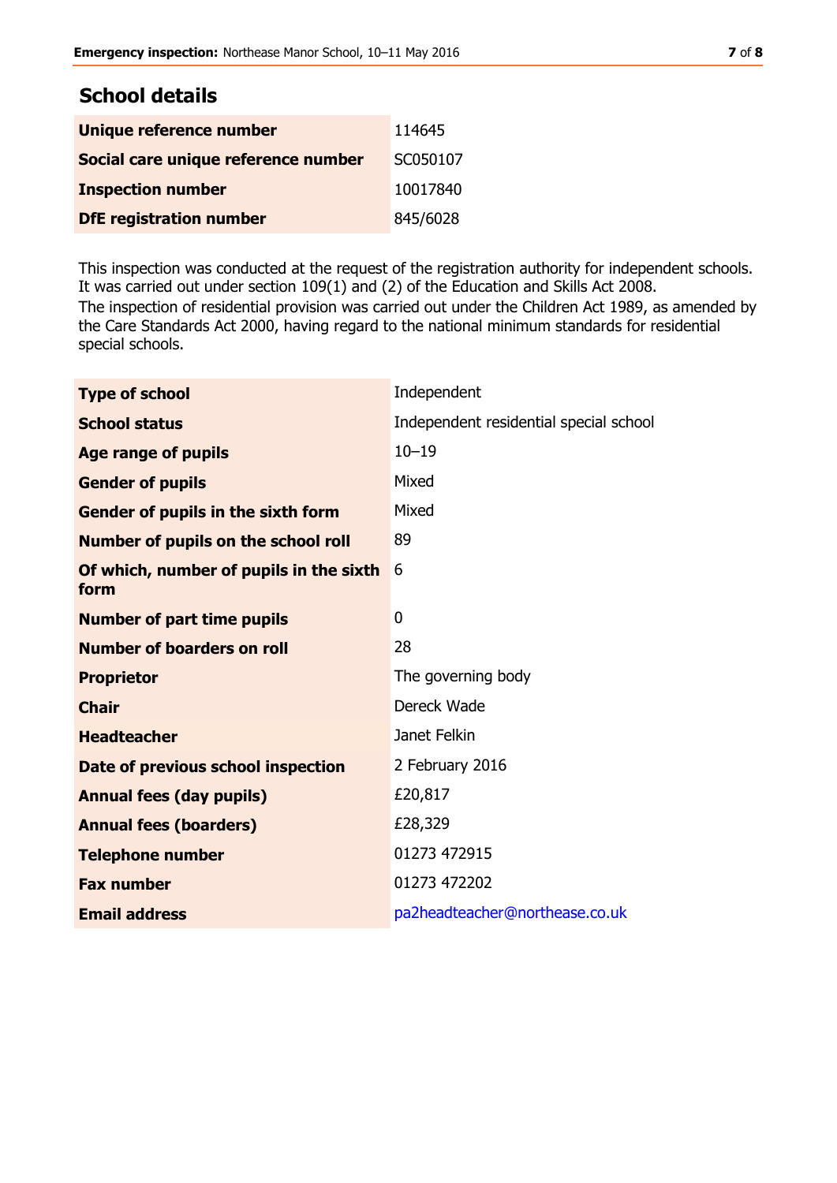## School details

| | |
|---|---|
| **Unique reference number** | 114645 |
| **Social care unique reference number** | SC050107 |
| **Inspection number** | 10017840 |
| **DfE registration number** | 845/6028 |

This inspection was conducted at the request of the registration authority for independent schools. It was carried out under section 109(1) and (2) of the Education and Skills Act 2008.
The inspection of residential provision was carried out under the Children Act 1989, as amended by the Care Standards Act 2000, having regard to the national minimum standards for residential special schools.

| | |
|---|---|
| **Type of school** | Independent |
| **School status** | Independent residential special school |
| **Age range of pupils** | 10–19 |
| **Gender of pupils** | Mixed |
| **Gender of pupils in the sixth form** | Mixed |
| **Number of pupils on the school roll** | 89 |
| **Of which, number of pupils in the sixth form** | 6 |
| **Number of part time pupils** | 0 |
| **Number of boarders on roll** | 28 |
| **Proprietor** | The governing body |
| **Chair** | Dereck Wade |
| **Headteacher** | Janet Felkin |
| **Date of previous school inspection** | 2 February 2016 |
| **Annual fees (day pupils)** | £20,817 |
| **Annual fees (boarders)** | £28,329 |
| **Telephone number** | 01273 472915 |
| **Fax number** | 01273 472202 |
| **Email address** | pa2headteacher@northease.co.uk |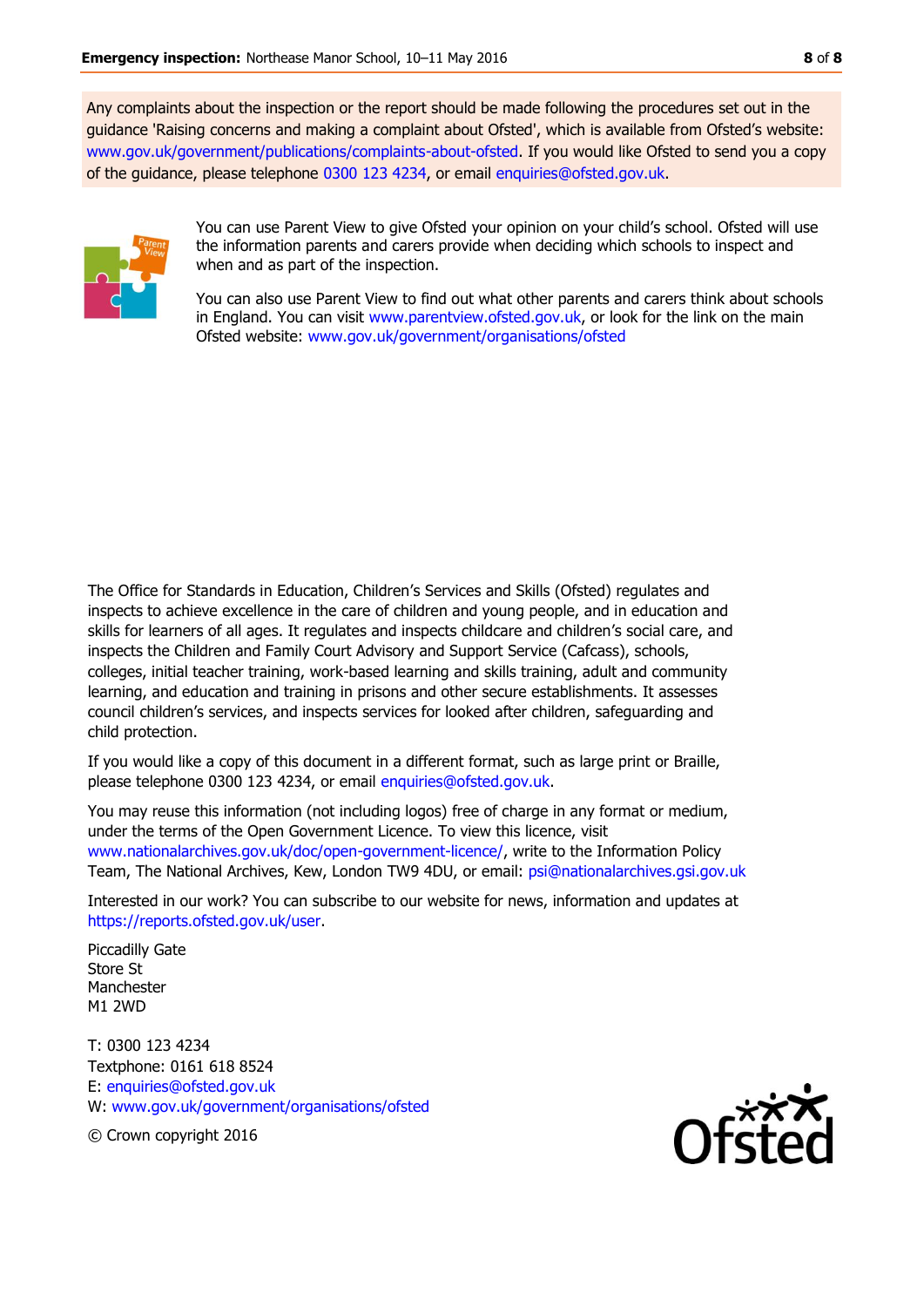Any complaints about the inspection or the report should be made following the procedures set out in the guidance 'Raising concerns and making a complaint about Ofsted', which is available from Ofsted's website: www.gov.uk/government/publications/complaints-about-ofsted. If you would like Ofsted to send you a copy of the guidance, please telephone 0300 123 4234, or email enquiries@ofsted.gov.uk.

You can use Parent View to give Ofsted your opinion on your child's school. Ofsted will use the information parents and carers provide when deciding which schools to inspect and when and as part of the inspection.

You can also use Parent View to find out what other parents and carers think about schools in England. You can visit www.parentview.ofsted.gov.uk, or look for the link on the main Ofsted website: www.gov.uk/government/organisations/ofsted

The Office for Standards in Education, Children's Services and Skills (Ofsted) regulates and inspects to achieve excellence in the care of children and young people, and in education and skills for learners of all ages. It regulates and inspects childcare and children's social care, and inspects the Children and Family Court Advisory and Support Service (Cafcass), schools, colleges, initial teacher training, work-based learning and skills training, adult and community learning, and education and training in prisons and other secure establishments. It assesses council children's services, and inspects services for looked after children, safeguarding and child protection.

If you would like a copy of this document in a different format, such as large print or Braille, please telephone 0300 123 4234, or email enquiries@ofsted.gov.uk.

You may reuse this information (not including logos) free of charge in any format or medium, under the terms of the Open Government Licence. To view this licence, visit www.nationalarchives.gov.uk/doc/open-government-licence/, write to the Information Policy Team, The National Archives, Kew, London TW9 4DU, or email: psi@nationalarchives.gsi.gov.uk

Interested in our work? You can subscribe to our website for news, information and updates at https://reports.ofsted.gov.uk/user.

Piccadilly Gate
Store St
Manchester
M1 2WD

T: 0300 123 4234
Textphone: 0161 618 8524
E: enquiries@ofsted.gov.uk
W: www.gov.uk/government/organisations/ofsted

© Crown copyright 2016